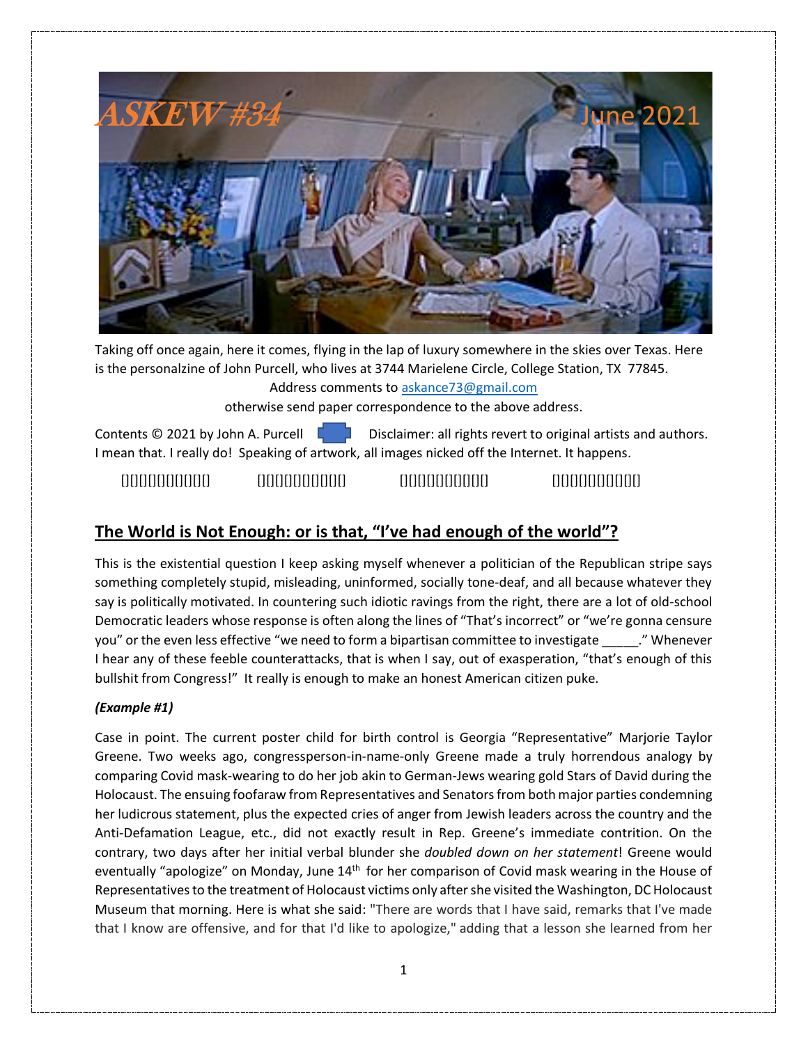# ASKEW #34 June 2021

Taking off once again, here it comes, flying in the lap of luxury somewhere in the skies over Texas. Here is the personalzine of John Purcell, who lives at 3744 Marielene Circle, College Station, TX 77845.

Address comments to askance73@gmail.com

otherwise send paper correspondence to the above address.

Contents © 2021 by John A. Purcell Disclaimer: all rights revert to original artists and authors. I mean that. I really do! Speaking of artwork, all images nicked off the Internet. It happens.

## The World is Not Enough: or is that, "I've had enough of the world"?

This is the existential question I keep asking myself whenever a politician of the Republican stripe says something completely stupid, misleading, uninformed, socially tone-deaf, and all because whatever they say is politically motivated. In countering such idiotic ravings from the right, there are a lot of old-school Democratic leaders whose response is often along the lines of "That's incorrect" or "we're gonna censure you" or the even less effective "we need to form a bipartisan committee to investigate _____." Whenever I hear any of these feeble counterattacks, that is when I say, out of exasperation, "that's enough of this bullshit from Congress!" It really is enough to make an honest American citizen puke.

***(Example #1)***

Case in point. The current poster child for birth control is Georgia "Representative" Marjorie Taylor Greene. Two weeks ago, congressperson-in-name-only Greene made a truly horrendous analogy by comparing Covid mask-wearing to do her job akin to German-Jews wearing gold Stars of David during the Holocaust. The ensuing foofaraw from Representatives and Senators from both major parties condemning her ludicrous statement, plus the expected cries of anger from Jewish leaders across the country and the Anti-Defamation League, etc., did not exactly result in Rep. Greene's immediate contrition. On the contrary, two days after her initial verbal blunder she *doubled down on her statement*! Greene would eventually "apologize" on Monday, June 14th for her comparison of Covid mask wearing in the House of Representatives to the treatment of Holocaust victims only after she visited the Washington, DC Holocaust Museum that morning. Here is what she said: "There are words that I have said, remarks that I've made that I know are offensive, and for that I'd like to apologize," adding that a lesson she learned from her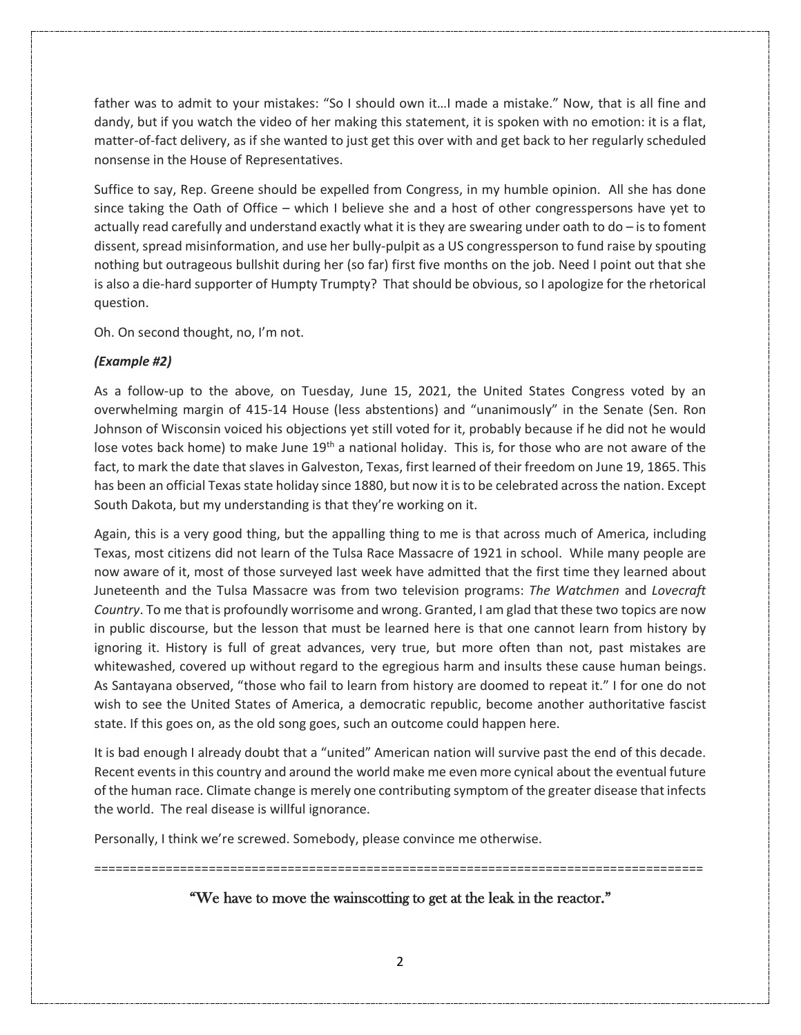father was to admit to your mistakes: "So I should own it…I made a mistake." Now, that is all fine and dandy, but if you watch the video of her making this statement, it is spoken with no emotion: it is a flat, matter-of-fact delivery, as if she wanted to just get this over with and get back to her regularly scheduled nonsense in the House of Representatives.

Suffice to say, Rep. Greene should be expelled from Congress, in my humble opinion. All she has done since taking the Oath of Office – which I believe she and a host of other congresspersons have yet to actually read carefully and understand exactly what it is they are swearing under oath to do – is to foment dissent, spread misinformation, and use her bully-pulpit as a US congressperson to fund raise by spouting nothing but outrageous bullshit during her (so far) first five months on the job. Need I point out that she is also a die-hard supporter of Humpty Trumpty? That should be obvious, so I apologize for the rhetorical question.

Oh. On second thought, no, I'm not.

***(Example #2)***

As a follow-up to the above, on Tuesday, June 15, 2021, the United States Congress voted by an overwhelming margin of 415-14 House (less abstentions) and "unanimously" in the Senate (Sen. Ron Johnson of Wisconsin voiced his objections yet still voted for it, probably because if he did not he would lose votes back home) to make June 19th a national holiday. This is, for those who are not aware of the fact, to mark the date that slaves in Galveston, Texas, first learned of their freedom on June 19, 1865. This has been an official Texas state holiday since 1880, but now it is to be celebrated across the nation. Except South Dakota, but my understanding is that they're working on it.

Again, this is a very good thing, but the appalling thing to me is that across much of America, including Texas, most citizens did not learn of the Tulsa Race Massacre of 1921 in school. While many people are now aware of it, most of those surveyed last week have admitted that the first time they learned about Juneteenth and the Tulsa Massacre was from two television programs: *The Watchmen* and *Lovecraft Country*. To me that is profoundly worrisome and wrong. Granted, I am glad that these two topics are now in public discourse, but the lesson that must be learned here is that one cannot learn from history by ignoring it. History is full of great advances, very true, but more often than not, past mistakes are whitewashed, covered up without regard to the egregious harm and insults these cause human beings. As Santayana observed, "those who fail to learn from history are doomed to repeat it." I for one do not wish to see the United States of America, a democratic republic, become another authoritative fascist state. If this goes on, as the old song goes, such an outcome could happen here.

It is bad enough I already doubt that a "united" American nation will survive past the end of this decade. Recent events in this country and around the world make me even more cynical about the eventual future of the human race. Climate change is merely one contributing symptom of the greater disease that infects the world. The real disease is willful ignorance.

Personally, I think we're screwed. Somebody, please convince me otherwise.

=====================================================================================

"We have to move the wainscotting to get at the leak in the reactor."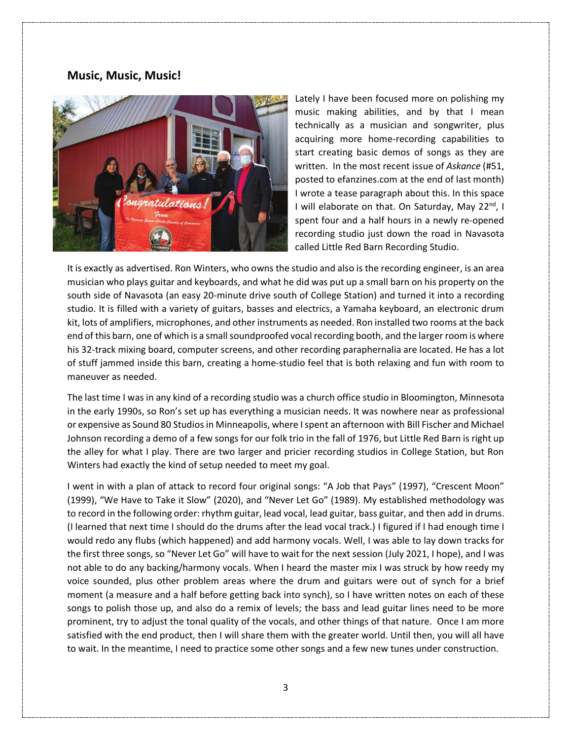## Music, Music, Music!

Lately I have been focused more on polishing my music making abilities, and by that I mean technically as a musician and songwriter, plus acquiring more home-recording capabilities to start creating basic demos of songs as they are written. In the most recent issue of *Askance* (#51, posted to efanzines.com at the end of last month) I wrote a tease paragraph about this. In this space I will elaborate on that. On Saturday, May 22nd, I spent four and a half hours in a newly re-opened recording studio just down the road in Navasota called Little Red Barn Recording Studio.

It is exactly as advertised. Ron Winters, who owns the studio and also is the recording engineer, is an area musician who plays guitar and keyboards, and what he did was put up a small barn on his property on the south side of Navasota (an easy 20-minute drive south of College Station) and turned it into a recording studio. It is filled with a variety of guitars, basses and electrics, a Yamaha keyboard, an electronic drum kit, lots of amplifiers, microphones, and other instruments as needed. Ron installed two rooms at the back end of this barn, one of which is a small soundproofed vocal recording booth, and the larger room is where his 32-track mixing board, computer screens, and other recording paraphernalia are located. He has a lot of stuff jammed inside this barn, creating a home-studio feel that is both relaxing and fun with room to maneuver as needed.

The last time I was in any kind of a recording studio was a church office studio in Bloomington, Minnesota in the early 1990s, so Ron's set up has everything a musician needs. It was nowhere near as professional or expensive as Sound 80 Studios in Minneapolis, where I spent an afternoon with Bill Fischer and Michael Johnson recording a demo of a few songs for our folk trio in the fall of 1976, but Little Red Barn is right up the alley for what I play. There are two larger and pricier recording studios in College Station, but Ron Winters had exactly the kind of setup needed to meet my goal.

I went in with a plan of attack to record four original songs: "A Job that Pays" (1997), "Crescent Moon" (1999), "We Have to Take it Slow" (2020), and "Never Let Go" (1989). My established methodology was to record in the following order: rhythm guitar, lead vocal, lead guitar, bass guitar, and then add in drums. (I learned that next time I should do the drums after the lead vocal track.) I figured if I had enough time I would redo any flubs (which happened) and add harmony vocals. Well, I was able to lay down tracks for the first three songs, so "Never Let Go" will have to wait for the next session (July 2021, I hope), and I was not able to do any backing/harmony vocals. When I heard the master mix I was struck by how reedy my voice sounded, plus other problem areas where the drum and guitars were out of synch for a brief moment (a measure and a half before getting back into synch), so I have written notes on each of these songs to polish those up, and also do a remix of levels; the bass and lead guitar lines need to be more prominent, try to adjust the tonal quality of the vocals, and other things of that nature. Once I am more satisfied with the end product, then I will share them with the greater world. Until then, you will all have to wait. In the meantime, I need to practice some other songs and a few new tunes under construction.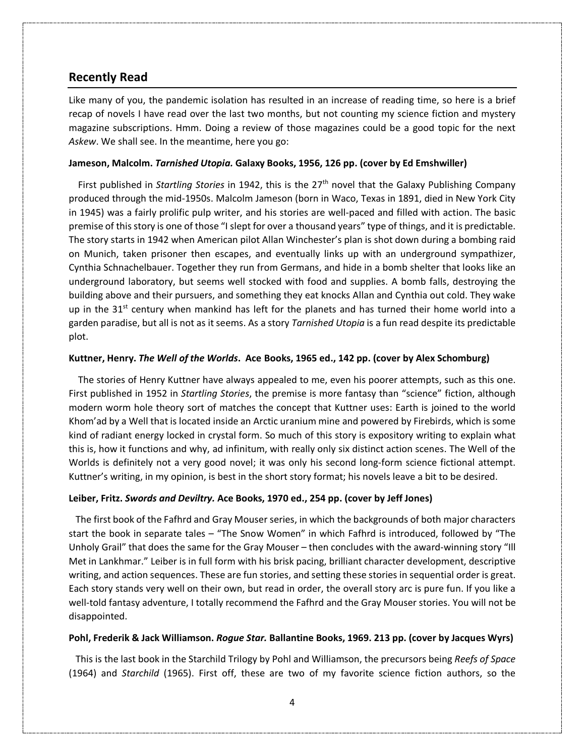## Recently Read

Like many of you, the pandemic isolation has resulted in an increase of reading time, so here is a brief recap of novels I have read over the last two months, but not counting my science fiction and mystery magazine subscriptions. Hmm. Doing a review of those magazines could be a good topic for the next *Askew*. We shall see. In the meantime, here you go:

**Jameson, Malcolm. *Tarnished Utopia.* Galaxy Books, 1956, 126 pp. (cover by Ed Emshwiller)**

First published in *Startling Stories* in 1942, this is the 27th novel that the Galaxy Publishing Company produced through the mid-1950s. Malcolm Jameson (born in Waco, Texas in 1891, died in New York City in 1945) was a fairly prolific pulp writer, and his stories are well-paced and filled with action. The basic premise of this story is one of those "I slept for over a thousand years" type of things, and it is predictable. The story starts in 1942 when American pilot Allan Winchester's plan is shot down during a bombing raid on Munich, taken prisoner then escapes, and eventually links up with an underground sympathizer, Cynthia Schnachelbauer. Together they run from Germans, and hide in a bomb shelter that looks like an underground laboratory, but seems well stocked with food and supplies. A bomb falls, destroying the building above and their pursuers, and something they eat knocks Allan and Cynthia out cold. They wake up in the 31st century when mankind has left for the planets and has turned their home world into a garden paradise, but all is not as it seems. As a story *Tarnished Utopia* is a fun read despite its predictable plot.

**Kuttner, Henry. *The Well of the Worlds*. Ace Books, 1965 ed., 142 pp. (cover by Alex Schomburg)**

The stories of Henry Kuttner have always appealed to me, even his poorer attempts, such as this one. First published in 1952 in *Startling Stories*, the premise is more fantasy than "science" fiction, although modern worm hole theory sort of matches the concept that Kuttner uses: Earth is joined to the world Khom'ad by a Well that is located inside an Arctic uranium mine and powered by Firebirds, which is some kind of radiant energy locked in crystal form. So much of this story is expository writing to explain what this is, how it functions and why, ad infinitum, with really only six distinct action scenes. The Well of the Worlds is definitely not a very good novel; it was only his second long-form science fictional attempt. Kuttner's writing, in my opinion, is best in the short story format; his novels leave a bit to be desired.

**Leiber, Fritz. *Swords and Deviltry.* Ace Books, 1970 ed., 254 pp. (cover by Jeff Jones)**

The first book of the Fafhrd and Gray Mouser series, in which the backgrounds of both major characters start the book in separate tales – "The Snow Women" in which Fafhrd is introduced, followed by "The Unholy Grail" that does the same for the Gray Mouser – then concludes with the award-winning story "Ill Met in Lankhmar." Leiber is in full form with his brisk pacing, brilliant character development, descriptive writing, and action sequences. These are fun stories, and setting these stories in sequential order is great. Each story stands very well on their own, but read in order, the overall story arc is pure fun. If you like a well-told fantasy adventure, I totally recommend the Fafhrd and the Gray Mouser stories. You will not be disappointed.

**Pohl, Frederik & Jack Williamson. *Rogue Star.* Ballantine Books, 1969. 213 pp. (cover by Jacques Wyrs)**

This is the last book in the Starchild Trilogy by Pohl and Williamson, the precursors being *Reefs of Space* (1964) and *Starchild* (1965). First off, these are two of my favorite science fiction authors, so the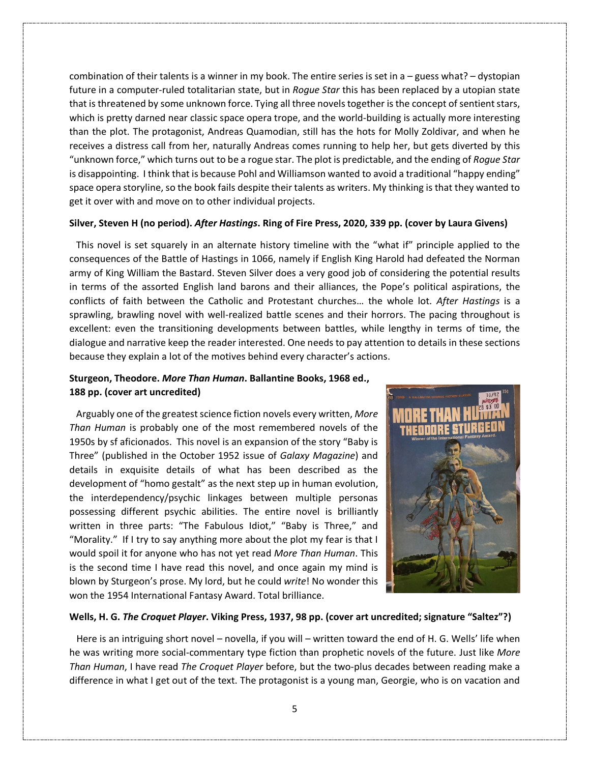combination of their talents is a winner in my book. The entire series is set in a – guess what? – dystopian future in a computer-ruled totalitarian state, but in *Rogue Star* this has been replaced by a utopian state that is threatened by some unknown force. Tying all three novels together is the concept of sentient stars, which is pretty darned near classic space opera trope, and the world-building is actually more interesting than the plot. The protagonist, Andreas Quamodian, still has the hots for Molly Zoldivar, and when he receives a distress call from her, naturally Andreas comes running to help her, but gets diverted by this "unknown force," which turns out to be a rogue star. The plot is predictable, and the ending of *Rogue Star* is disappointing. I think that is because Pohl and Williamson wanted to avoid a traditional "happy ending" space opera storyline, so the book fails despite their talents as writers. My thinking is that they wanted to get it over with and move on to other individual projects.

**Silver, Steven H (no period). *After Hastings*. Ring of Fire Press, 2020, 339 pp. (cover by Laura Givens)**

This novel is set squarely in an alternate history timeline with the "what if" principle applied to the consequences of the Battle of Hastings in 1066, namely if English King Harold had defeated the Norman army of King William the Bastard. Steven Silver does a very good job of considering the potential results in terms of the assorted English land barons and their alliances, the Pope's political aspirations, the conflicts of faith between the Catholic and Protestant churches… the whole lot. *After Hastings* is a sprawling, brawling novel with well-realized battle scenes and their horrors. The pacing throughout is excellent: even the transitioning developments between battles, while lengthy in terms of time, the dialogue and narrative keep the reader interested. One needs to pay attention to details in these sections because they explain a lot of the motives behind every character's actions.

**Sturgeon, Theodore. *More Than Human*. Ballantine Books, 1968 ed., 188 pp. (cover art uncredited)**

Arguably one of the greatest science fiction novels every written, *More Than Human* is probably one of the most remembered novels of the 1950s by sf aficionados. This novel is an expansion of the story "Baby is Three" (published in the October 1952 issue of *Galaxy Magazine*) and details in exquisite details of what has been described as the development of "homo gestalt" as the next step up in human evolution, the interdependency/psychic linkages between multiple personas possessing different psychic abilities. The entire novel is brilliantly written in three parts: "The Fabulous Idiot," "Baby is Three," and "Morality." If I try to say anything more about the plot my fear is that I would spoil it for anyone who has not yet read *More Than Human*. This is the second time I have read this novel, and once again my mind is blown by Sturgeon's prose. My lord, but he could *write*! No wonder this won the 1954 International Fantasy Award. Total brilliance.

**Wells, H. G. *The Croquet Player*. Viking Press, 1937, 98 pp. (cover art uncredited; signature "Saltez"?)**

Here is an intriguing short novel – novella, if you will – written toward the end of H. G. Wells' life when he was writing more social-commentary type fiction than prophetic novels of the future. Just like *More Than Human*, I have read *The Croquet Player* before, but the two-plus decades between reading make a difference in what I get out of the text. The protagonist is a young man, Georgie, who is on vacation and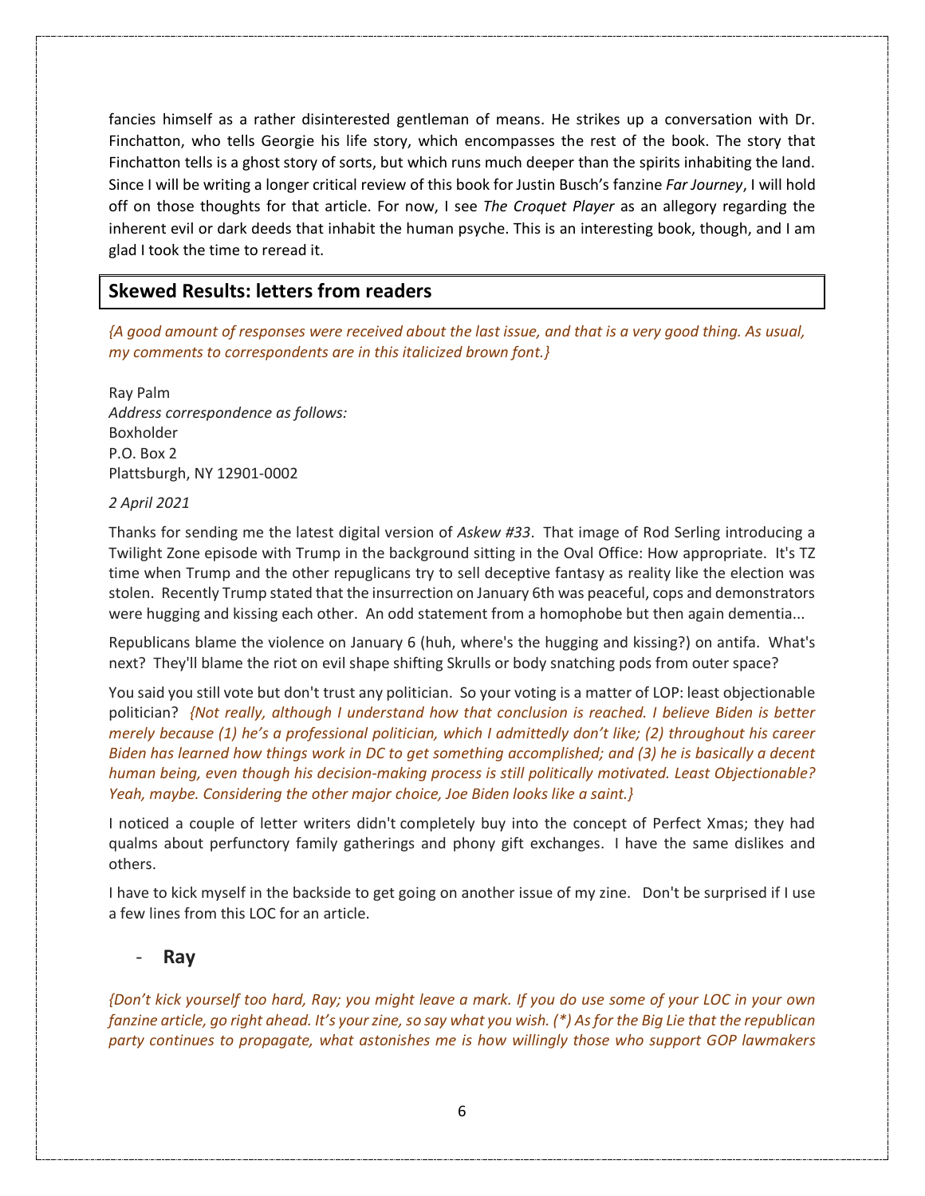fancies himself as a rather disinterested gentleman of means. He strikes up a conversation with Dr. Finchatton, who tells Georgie his life story, which encompasses the rest of the book. The story that Finchatton tells is a ghost story of sorts, but which runs much deeper than the spirits inhabiting the land. Since I will be writing a longer critical review of this book for Justin Busch's fanzine *Far Journey*, I will hold off on those thoughts for that article. For now, I see *The Croquet Player* as an allegory regarding the inherent evil or dark deeds that inhabit the human psyche. This is an interesting book, though, and I am glad I took the time to reread it.

## Skewed Results: letters from readers

*{A good amount of responses were received about the last issue, and that is a very good thing. As usual, my comments to correspondents are in this italicized brown font.}*

Ray Palm
*Address correspondence as follows:*
Boxholder
P.O. Box 2
Plattsburgh, NY 12901-0002

*2 April 2021*

Thanks for sending me the latest digital version of *Askew #33*. That image of Rod Serling introducing a Twilight Zone episode with Trump in the background sitting in the Oval Office: How appropriate. It's TZ time when Trump and the other repuglicans try to sell deceptive fantasy as reality like the election was stolen. Recently Trump stated that the insurrection on January 6th was peaceful, cops and demonstrators were hugging and kissing each other. An odd statement from a homophobe but then again dementia...

Republicans blame the violence on January 6 (huh, where's the hugging and kissing?) on antifa. What's next? They'll blame the riot on evil shape shifting Skrulls or body snatching pods from outer space?

You said you still vote but don't trust any politician. So your voting is a matter of LOP: least objectionable politician? *{Not really, although I understand how that conclusion is reached. I believe Biden is better merely because (1) he's a professional politician, which I admittedly don't like; (2) throughout his career Biden has learned how things work in DC to get something accomplished; and (3) he is basically a decent human being, even though his decision-making process is still politically motivated. Least Objectionable? Yeah, maybe. Considering the other major choice, Joe Biden looks like a saint.}*

I noticed a couple of letter writers didn't completely buy into the concept of Perfect Xmas; they had qualms about perfunctory family gatherings and phony gift exchanges. I have the same dislikes and others.

I have to kick myself in the backside to get going on another issue of my zine. Don't be surprised if I use a few lines from this LOC for an article.

- **Ray**

*{Don't kick yourself too hard, Ray; you might leave a mark. If you do use some of your LOC in your own fanzine article, go right ahead. It's your zine, so say what you wish. (*) As for the Big Lie that the republican party continues to propagate, what astonishes me is how willingly those who support GOP lawmakers*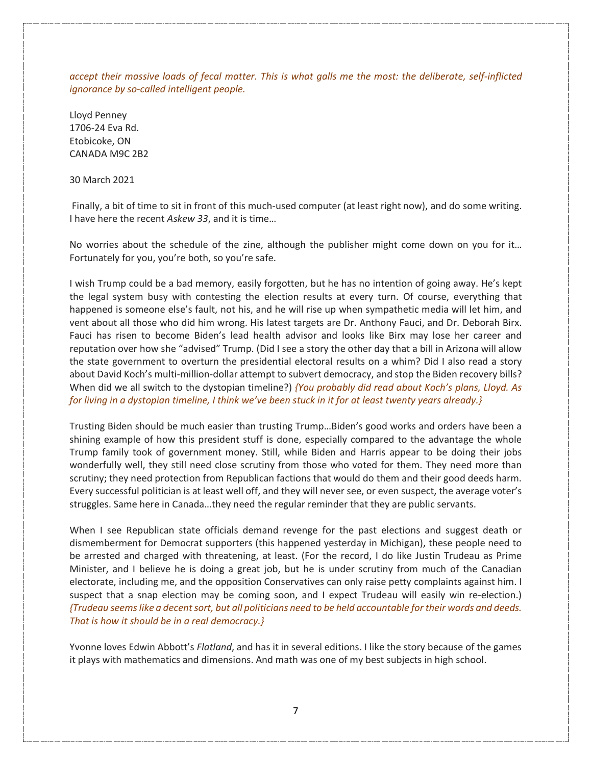*accept their massive loads of fecal matter. This is what galls me the most: the deliberate, self-inflicted ignorance by so-called intelligent people.*

Lloyd Penney
1706-24 Eva Rd.
Etobicoke, ON
CANADA M9C 2B2

30 March 2021

Finally, a bit of time to sit in front of this much-used computer (at least right now), and do some writing. I have here the recent *Askew 33*, and it is time…

No worries about the schedule of the zine, although the publisher might come down on you for it… Fortunately for you, you're both, so you're safe.

I wish Trump could be a bad memory, easily forgotten, but he has no intention of going away. He's kept the legal system busy with contesting the election results at every turn. Of course, everything that happened is someone else's fault, not his, and he will rise up when sympathetic media will let him, and vent about all those who did him wrong. His latest targets are Dr. Anthony Fauci, and Dr. Deborah Birx. Fauci has risen to become Biden's lead health advisor and looks like Birx may lose her career and reputation over how she "advised" Trump. (Did I see a story the other day that a bill in Arizona will allow the state government to overturn the presidential electoral results on a whim? Did I also read a story about David Koch's multi-million-dollar attempt to subvert democracy, and stop the Biden recovery bills? When did we all switch to the dystopian timeline?) *{You probably did read about Koch's plans, Lloyd. As for living in a dystopian timeline, I think we've been stuck in it for at least twenty years already.}*

Trusting Biden should be much easier than trusting Trump…Biden's good works and orders have been a shining example of how this president stuff is done, especially compared to the advantage the whole Trump family took of government money. Still, while Biden and Harris appear to be doing their jobs wonderfully well, they still need close scrutiny from those who voted for them. They need more than scrutiny; they need protection from Republican factions that would do them and their good deeds harm. Every successful politician is at least well off, and they will never see, or even suspect, the average voter's struggles. Same here in Canada…they need the regular reminder that they are public servants.

When I see Republican state officials demand revenge for the past elections and suggest death or dismemberment for Democrat supporters (this happened yesterday in Michigan), these people need to be arrested and charged with threatening, at least. (For the record, I do like Justin Trudeau as Prime Minister, and I believe he is doing a great job, but he is under scrutiny from much of the Canadian electorate, including me, and the opposition Conservatives can only raise petty complaints against him. I suspect that a snap election may be coming soon, and I expect Trudeau will easily win re-election.) *{Trudeau seems like a decent sort, but all politicians need to be held accountable for their words and deeds. That is how it should be in a real democracy.}*

Yvonne loves Edwin Abbott's *Flatland*, and has it in several editions. I like the story because of the games it plays with mathematics and dimensions. And math was one of my best subjects in high school.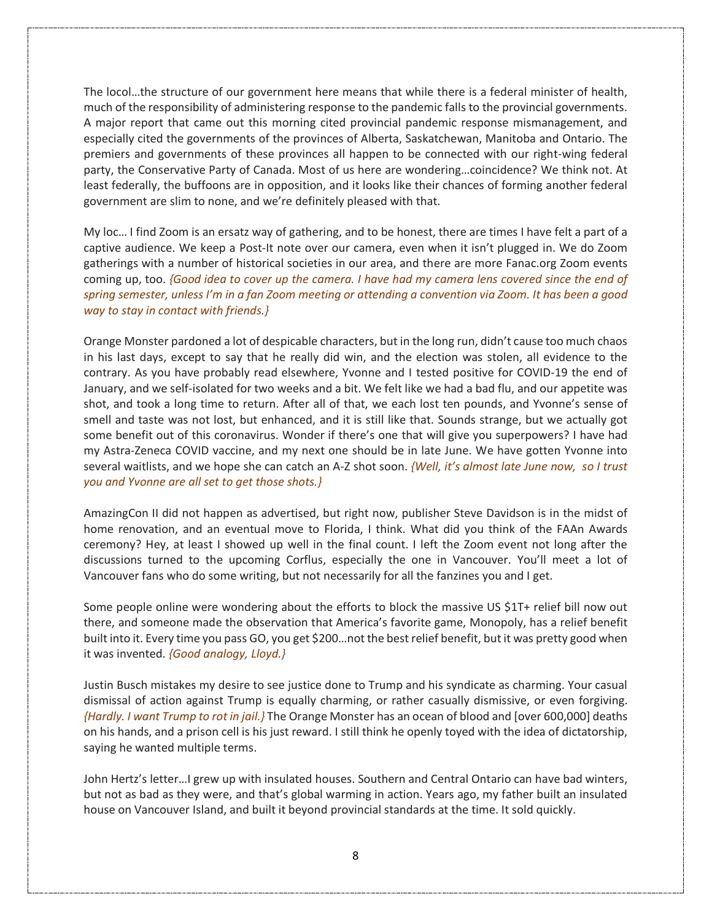The locol…the structure of our government here means that while there is a federal minister of health, much of the responsibility of administering response to the pandemic falls to the provincial governments. A major report that came out this morning cited provincial pandemic response mismanagement, and especially cited the governments of the provinces of Alberta, Saskatchewan, Manitoba and Ontario. The premiers and governments of these provinces all happen to be connected with our right-wing federal party, the Conservative Party of Canada. Most of us here are wondering…coincidence? We think not. At least federally, the buffoons are in opposition, and it looks like their chances of forming another federal government are slim to none, and we're definitely pleased with that.

My loc… I find Zoom is an ersatz way of gathering, and to be honest, there are times I have felt a part of a captive audience. We keep a Post-It note over our camera, even when it isn't plugged in. We do Zoom gatherings with a number of historical societies in our area, and there are more Fanac.org Zoom events coming up, too. *{Good idea to cover up the camera. I have had my camera lens covered since the end of spring semester, unless I'm in a fan Zoom meeting or attending a convention via Zoom. It has been a good way to stay in contact with friends.}*

Orange Monster pardoned a lot of despicable characters, but in the long run, didn't cause too much chaos in his last days, except to say that he really did win, and the election was stolen, all evidence to the contrary. As you have probably read elsewhere, Yvonne and I tested positive for COVID-19 the end of January, and we self-isolated for two weeks and a bit. We felt like we had a bad flu, and our appetite was shot, and took a long time to return. After all of that, we each lost ten pounds, and Yvonne's sense of smell and taste was not lost, but enhanced, and it is still like that. Sounds strange, but we actually got some benefit out of this coronavirus. Wonder if there's one that will give you superpowers? I have had my Astra-Zeneca COVID vaccine, and my next one should be in late June. We have gotten Yvonne into several waitlists, and we hope she can catch an A-Z shot soon. *{Well, it's almost late June now, so I trust you and Yvonne are all set to get those shots.}*

AmazingCon II did not happen as advertised, but right now, publisher Steve Davidson is in the midst of home renovation, and an eventual move to Florida, I think. What did you think of the FAAn Awards ceremony? Hey, at least I showed up well in the final count. I left the Zoom event not long after the discussions turned to the upcoming Corflus, especially the one in Vancouver. You'll meet a lot of Vancouver fans who do some writing, but not necessarily for all the fanzines you and I get.

Some people online were wondering about the efforts to block the massive US $1T+ relief bill now out there, and someone made the observation that America's favorite game, Monopoly, has a relief benefit built into it. Every time you pass GO, you get $200…not the best relief benefit, but it was pretty good when it was invented. *{Good analogy, Lloyd.}*

Justin Busch mistakes my desire to see justice done to Trump and his syndicate as charming. Your casual dismissal of action against Trump is equally charming, or rather casually dismissive, or even forgiving. *{Hardly. I want Trump to rot in jail.}* The Orange Monster has an ocean of blood and [over 600,000] deaths on his hands, and a prison cell is his just reward. I still think he openly toyed with the idea of dictatorship, saying he wanted multiple terms.

John Hertz's letter…I grew up with insulated houses. Southern and Central Ontario can have bad winters, but not as bad as they were, and that's global warming in action. Years ago, my father built an insulated house on Vancouver Island, and built it beyond provincial standards at the time. It sold quickly.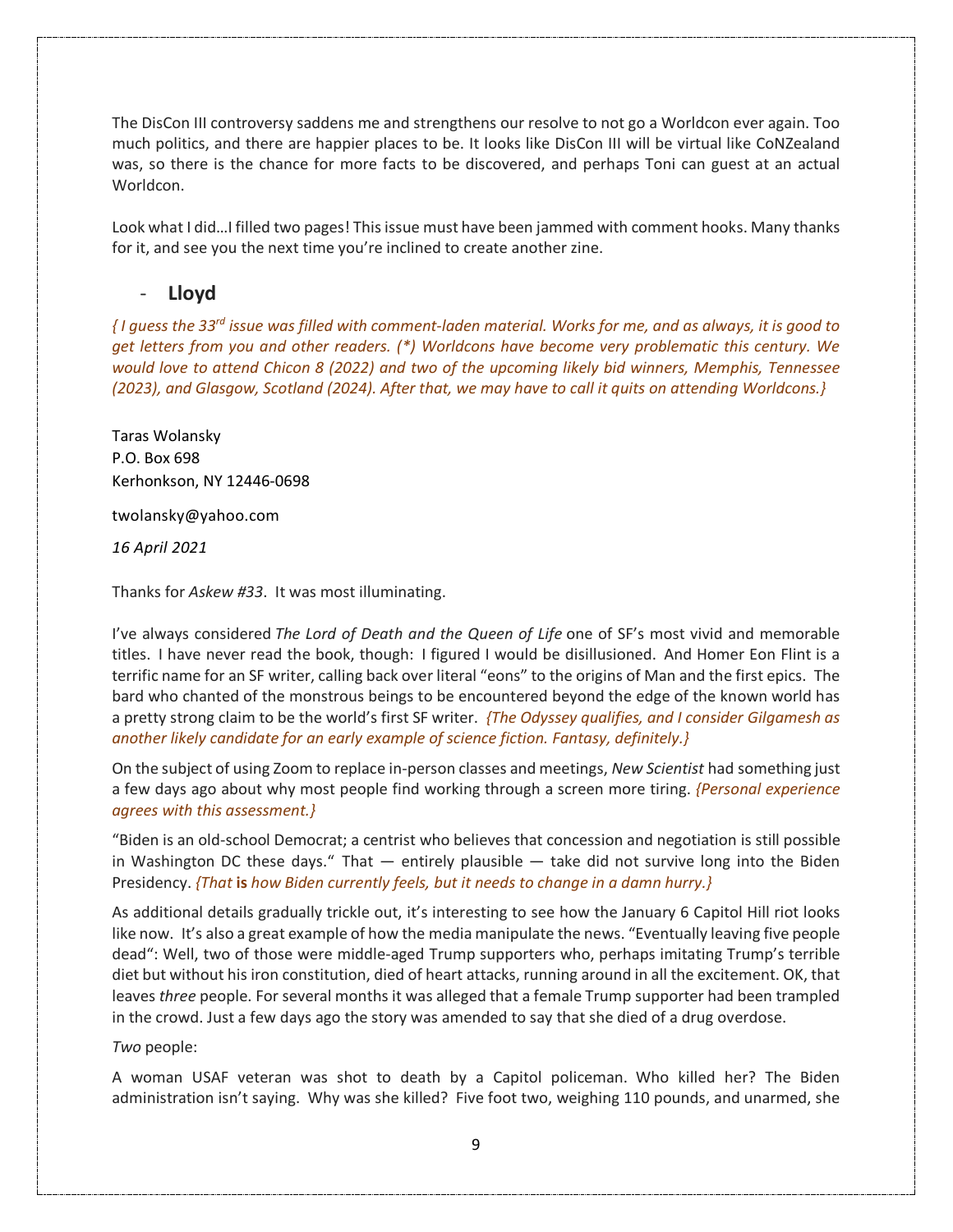The DisCon III controversy saddens me and strengthens our resolve to not go a Worldcon ever again. Too much politics, and there are happier places to be. It looks like DisCon III will be virtual like CoNZealand was, so there is the chance for more facts to be discovered, and perhaps Toni can guest at an actual Worldcon.

Look what I did…I filled two pages! This issue must have been jammed with comment hooks. Many thanks for it, and see you the next time you're inclined to create another zine.

- **Lloyd**

*{ I guess the 33rd issue was filled with comment-laden material. Works for me, and as always, it is good to get letters from you and other readers. (\*) Worldcons have become very problematic this century. We would love to attend Chicon 8 (2022) and two of the upcoming likely bid winners, Memphis, Tennessee (2023), and Glasgow, Scotland (2024). After that, we may have to call it quits on attending Worldcons.}*

Taras Wolansky
P.O. Box 698
Kerhonkson, NY 12446-0698

twolansky@yahoo.com

*16 April 2021*

Thanks for *Askew #33*. It was most illuminating.

I've always considered *The Lord of Death and the Queen of Life* one of SF's most vivid and memorable titles. I have never read the book, though: I figured I would be disillusioned. And Homer Eon Flint is a terrific name for an SF writer, calling back over literal "eons" to the origins of Man and the first epics. The bard who chanted of the monstrous beings to be encountered beyond the edge of the known world has a pretty strong claim to be the world's first SF writer. *{The Odyssey qualifies, and I consider Gilgamesh as another likely candidate for an early example of science fiction. Fantasy, definitely.}*

On the subject of using Zoom to replace in-person classes and meetings, *New Scientist* had something just a few days ago about why most people find working through a screen more tiring. *{Personal experience agrees with this assessment.}*

"Biden is an old-school Democrat; a centrist who believes that concession and negotiation is still possible in Washington DC these days." That — entirely plausible — take did not survive long into the Biden Presidency. *{That* **is** *how Biden currently feels, but it needs to change in a damn hurry.}*

As additional details gradually trickle out, it's interesting to see how the January 6 Capitol Hill riot looks like now. It's also a great example of how the media manipulate the news. "Eventually leaving five people dead": Well, two of those were middle-aged Trump supporters who, perhaps imitating Trump's terrible diet but without his iron constitution, died of heart attacks, running around in all the excitement. OK, that leaves *three* people. For several months it was alleged that a female Trump supporter had been trampled in the crowd. Just a few days ago the story was amended to say that she died of a drug overdose.

*Two* people:

A woman USAF veteran was shot to death by a Capitol policeman. Who killed her? The Biden administration isn't saying. Why was she killed? Five foot two, weighing 110 pounds, and unarmed, she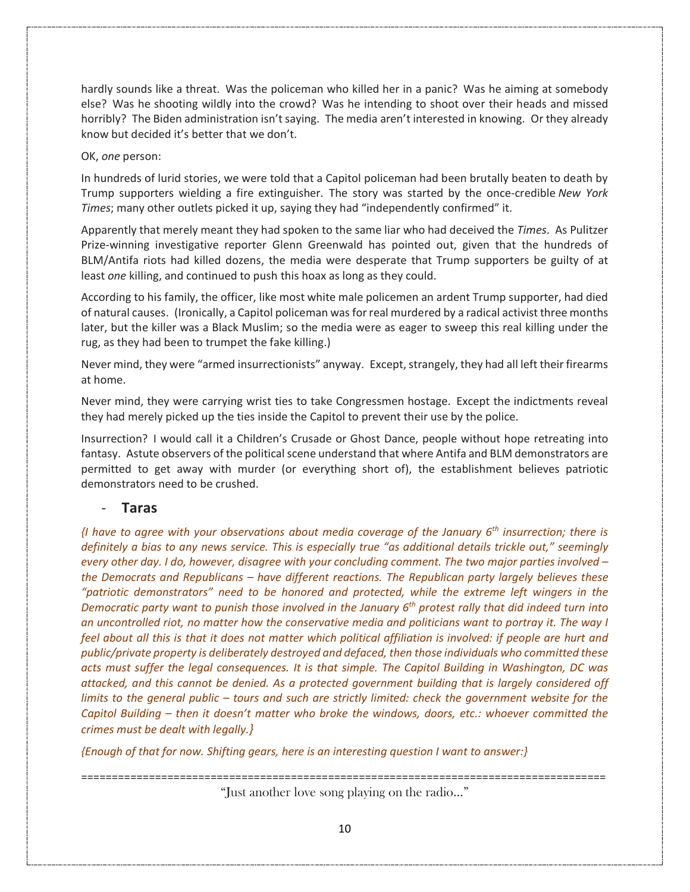hardly sounds like a threat. Was the policeman who killed her in a panic? Was he aiming at somebody else? Was he shooting wildly into the crowd? Was he intending to shoot over their heads and missed horribly? The Biden administration isn't saying. The media aren't interested in knowing. Or they already know but decided it's better that we don't.

OK, *one* person:

In hundreds of lurid stories, we were told that a Capitol policeman had been brutally beaten to death by Trump supporters wielding a fire extinguisher. The story was started by the once-credible *New York Times*; many other outlets picked it up, saying they had "independently confirmed" it.

Apparently that merely meant they had spoken to the same liar who had deceived the *Times*. As Pulitzer Prize-winning investigative reporter Glenn Greenwald has pointed out, given that the hundreds of BLM/Antifa riots had killed dozens, the media were desperate that Trump supporters be guilty of at least *one* killing, and continued to push this hoax as long as they could.

According to his family, the officer, like most white male policemen an ardent Trump supporter, had died of natural causes. (Ironically, a Capitol policeman was for real murdered by a radical activist three months later, but the killer was a Black Muslim; so the media were as eager to sweep this real killing under the rug, as they had been to trumpet the fake killing.)

Never mind, they were "armed insurrectionists" anyway. Except, strangely, they had all left their firearms at home.

Never mind, they were carrying wrist ties to take Congressmen hostage. Except the indictments reveal they had merely picked up the ties inside the Capitol to prevent their use by the police.

Insurrection? I would call it a Children's Crusade or Ghost Dance, people without hope retreating into fantasy. Astute observers of the political scene understand that where Antifa and BLM demonstrators are permitted to get away with murder (or everything short of), the establishment believes patriotic demonstrators need to be crushed.

- **Taras**

*{I have to agree with your observations about media coverage of the January 6th insurrection; there is definitely a bias to any news service. This is especially true "as additional details trickle out," seemingly every other day. I do, however, disagree with your concluding comment. The two major parties involved – the Democrats and Republicans – have different reactions. The Republican party largely believes these "patriotic demonstrators" need to be honored and protected, while the extreme left wingers in the Democratic party want to punish those involved in the January 6th protest rally that did indeed turn into an uncontrolled riot, no matter how the conservative media and politicians want to portray it. The way I feel about all this is that it does not matter which political affiliation is involved: if people are hurt and public/private property is deliberately destroyed and defaced, then those individuals who committed these acts must suffer the legal consequences. It is that simple. The Capitol Building in Washington, DC was attacked, and this cannot be denied. As a protected government building that is largely considered off limits to the general public – tours and such are strictly limited: check the government website for the Capitol Building – then it doesn't matter who broke the windows, doors, etc.: whoever committed the crimes must be dealt with legally.}*

*{Enough of that for now. Shifting gears, here is an interesting question I want to answer:}*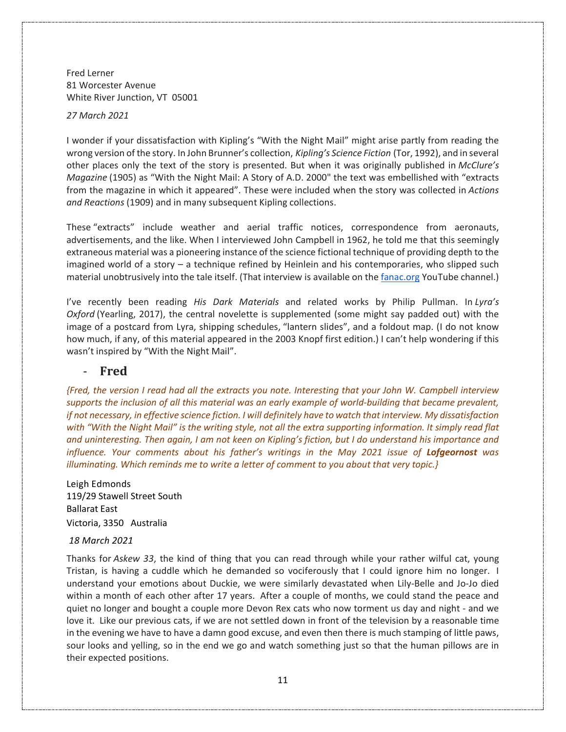Fred Lerner
81 Worcester Avenue
White River Junction, VT 05001

*27 March 2021*

I wonder if your dissatisfaction with Kipling's "With the Night Mail" might arise partly from reading the wrong version of the story. In John Brunner's collection, *Kipling's Science Fiction* (Tor, 1992), and in several other places only the text of the story is presented. But when it was originally published in *McClure's Magazine* (1905) as "With the Night Mail: A Story of A.D. 2000" the text was embellished with "extracts from the magazine in which it appeared". These were included when the story was collected in *Actions and Reactions* (1909) and in many subsequent Kipling collections.

These "extracts" include weather and aerial traffic notices, correspondence from aeronauts, advertisements, and the like. When I interviewed John Campbell in 1962, he told me that this seemingly extraneous material was a pioneering instance of the science fictional technique of providing depth to the imagined world of a story – a technique refined by Heinlein and his contemporaries, who slipped such material unobtrusively into the tale itself. (That interview is available on the fanac.org YouTube channel.)

I've recently been reading *His Dark Materials* and related works by Philip Pullman. In *Lyra's Oxford* (Yearling, 2017), the central novelette is supplemented (some might say padded out) with the image of a postcard from Lyra, shipping schedules, "lantern slides", and a foldout map. (I do not know how much, if any, of this material appeared in the 2003 Knopf first edition.) I can't help wondering if this wasn't inspired by "With the Night Mail".

- **Fred**

*{Fred, the version I read had all the extracts you note. Interesting that your John W. Campbell interview supports the inclusion of all this material was an early example of world-building that became prevalent, if not necessary, in effective science fiction. I will definitely have to watch that interview. My dissatisfaction with "With the Night Mail" is the writing style, not all the extra supporting information. It simply read flat and uninteresting. Then again, I am not keen on Kipling's fiction, but I do understand his importance and influence. Your comments about his father's writings in the May 2021 issue of* ***Lofgeornost*** *was illuminating. Which reminds me to write a letter of comment to you about that very topic.}*

Leigh Edmonds
119/29 Stawell Street South
Ballarat East
Victoria, 3350 Australia

*18 March 2021*

Thanks for *Askew 33*, the kind of thing that you can read through while your rather wilful cat, young Tristan, is having a cuddle which he demanded so vociferously that I could ignore him no longer. I understand your emotions about Duckie, we were similarly devastated when Lily-Belle and Jo-Jo died within a month of each other after 17 years. After a couple of months, we could stand the peace and quiet no longer and bought a couple more Devon Rex cats who now torment us day and night - and we love it. Like our previous cats, if we are not settled down in front of the television by a reasonable time in the evening we have to have a damn good excuse, and even then there is much stamping of little paws, sour looks and yelling, so in the end we go and watch something just so that the human pillows are in their expected positions.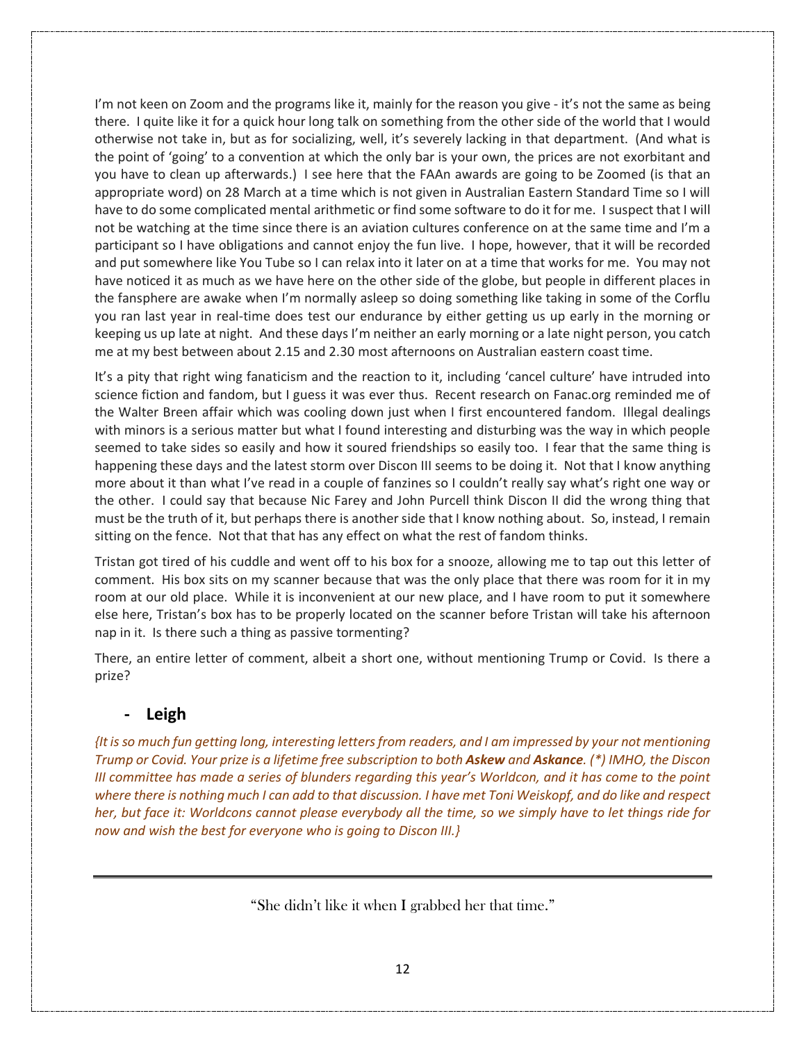I'm not keen on Zoom and the programs like it, mainly for the reason you give - it's not the same as being there. I quite like it for a quick hour long talk on something from the other side of the world that I would otherwise not take in, but as for socializing, well, it's severely lacking in that department. (And what is the point of 'going' to a convention at which the only bar is your own, the prices are not exorbitant and you have to clean up afterwards.) I see here that the FAAn awards are going to be Zoomed (is that an appropriate word) on 28 March at a time which is not given in Australian Eastern Standard Time so I will have to do some complicated mental arithmetic or find some software to do it for me. I suspect that I will not be watching at the time since there is an aviation cultures conference on at the same time and I'm a participant so I have obligations and cannot enjoy the fun live. I hope, however, that it will be recorded and put somewhere like You Tube so I can relax into it later on at a time that works for me. You may not have noticed it as much as we have here on the other side of the globe, but people in different places in the fansphere are awake when I'm normally asleep so doing something like taking in some of the Corflu you ran last year in real-time does test our endurance by either getting us up early in the morning or keeping us up late at night. And these days I'm neither an early morning or a late night person, you catch me at my best between about 2.15 and 2.30 most afternoons on Australian eastern coast time.

It's a pity that right wing fanaticism and the reaction to it, including 'cancel culture' have intruded into science fiction and fandom, but I guess it was ever thus. Recent research on Fanac.org reminded me of the Walter Breen affair which was cooling down just when I first encountered fandom. Illegal dealings with minors is a serious matter but what I found interesting and disturbing was the way in which people seemed to take sides so easily and how it soured friendships so easily too. I fear that the same thing is happening these days and the latest storm over Discon III seems to be doing it. Not that I know anything more about it than what I've read in a couple of fanzines so I couldn't really say what's right one way or the other. I could say that because Nic Farey and John Purcell think Discon II did the wrong thing that must be the truth of it, but perhaps there is another side that I know nothing about. So, instead, I remain sitting on the fence. Not that that has any effect on what the rest of fandom thinks.

Tristan got tired of his cuddle and went off to his box for a snooze, allowing me to tap out this letter of comment. His box sits on my scanner because that was the only place that there was room for it in my room at our old place. While it is inconvenient at our new place, and I have room to put it somewhere else here, Tristan's box has to be properly located on the scanner before Tristan will take his afternoon nap in it. Is there such a thing as passive tormenting?

There, an entire letter of comment, albeit a short one, without mentioning Trump or Covid. Is there a prize?

- **Leigh**

*{It is so much fun getting long, interesting letters from readers, and I am impressed by your not mentioning Trump or Covid. Your prize is a lifetime free subscription to both **Askew** and **Askance**. (\*) IMHO, the Discon III committee has made a series of blunders regarding this year's Worldcon, and it has come to the point where there is nothing much I can add to that discussion. I have met Toni Weiskopf, and do like and respect her, but face it: Worldcons cannot please everybody all the time, so we simply have to let things ride for now and wish the best for everyone who is going to Discon III.}*

---

"She didn't like it when I grabbed her that time."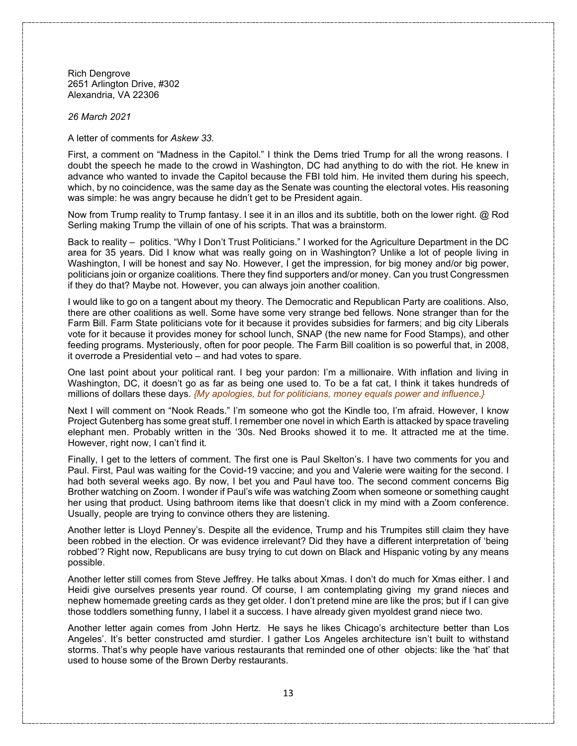Rich Dengrove
2651 Arlington Drive, #302
Alexandria, VA 22306

*26 March 2021*

A letter of comments for *Askew 33*.

First, a comment on "Madness in the Capitol." I think the Dems tried Trump for all the wrong reasons. I doubt the speech he made to the crowd in Washington, DC had anything to do with the riot. He knew in advance who wanted to invade the Capitol because the FBI told him. He invited them during his speech, which, by no coincidence, was the same day as the Senate was counting the electoral votes. His reasoning was simple: he was angry because he didn't get to be President again.

Now from Trump reality to Trump fantasy. I see it in an illos and its subtitle, both on the lower right. @ Rod Serling making Trump the villain of one of his scripts. That was a brainstorm.

Back to reality – politics. "Why I Don't Trust Politicians." I worked for the Agriculture Department in the DC area for 35 years. Did I know what was really going on in Washington? Unlike a lot of people living in Washington, I will be honest and say No. However, I get the impression, for big money and/or big power, politicians join or organize coalitions. There they find supporters and/or money. Can you trust Congressmen if they do that? Maybe not. However, you can always join another coalition.

I would like to go on a tangent about my theory. The Democratic and Republican Party are coalitions. Also, there are other coalitions as well. Some have some very strange bed fellows. None stranger than for the Farm Bill. Farm State politicians vote for it because it provides subsidies for farmers; and big city Liberals vote for it because it provides money for school lunch, SNAP (the new name for Food Stamps), and other feeding programs. Mysteriously, often for poor people. The Farm Bill coalition is so powerful that, in 2008, it overrode a Presidential veto – and had votes to spare.

One last point about your political rant. I beg your pardon: I'm a millionaire. With inflation and living in Washington, DC, it doesn't go as far as being one used to. To be a fat cat, I think it takes hundreds of millions of dollars these days. *{My apologies, but for politicians, money equals power and influence.}*

Next I will comment on "Nook Reads." I'm someone who got the Kindle too, I'm afraid. However, I know Project Gutenberg has some great stuff. I remember one novel in which Earth is attacked by space traveling elephant men. Probably written in the '30s. Ned Brooks showed it to me. It attracted me at the time. However, right now, I can't find it.

Finally, I get to the letters of comment. The first one is Paul Skelton's. I have two comments for you and Paul. First, Paul was waiting for the Covid-19 vaccine; and you and Valerie were waiting for the second. I had both several weeks ago. By now, I bet you and Paul have too. The second comment concerns Big Brother watching on Zoom. I wonder if Paul's wife was watching Zoom when someone or something caught her using that product. Using bathroom items like that doesn't click in my mind with a Zoom conference. Usually, people are trying to convince others they are listening.

Another letter is Lloyd Penney's. Despite all the evidence, Trump and his Trumpites still claim they have been robbed in the election. Or was evidence irrelevant? Did they have a different interpretation of 'being robbed'? Right now, Republicans are busy trying to cut down on Black and Hispanic voting by any means possible.

Another letter still comes from Steve Jeffrey. He talks about Xmas. I don't do much for Xmas either. I and Heidi give ourselves presents year round. Of course, I am contemplating giving my grand nieces and nephew homemade greeting cards as they get older. I don't pretend mine are like the pros; but if I can give those toddlers something funny, I label it a success. I have already given myoldest grand niece two.

Another letter again comes from John Hertz. He says he likes Chicago's architecture better than Los Angeles'. It's better constructed amd sturdier. I gather Los Angeles architecture isn't built to withstand storms. That's why people have various restaurants that reminded one of other objects: like the 'hat' that used to house some of the Brown Derby restaurants.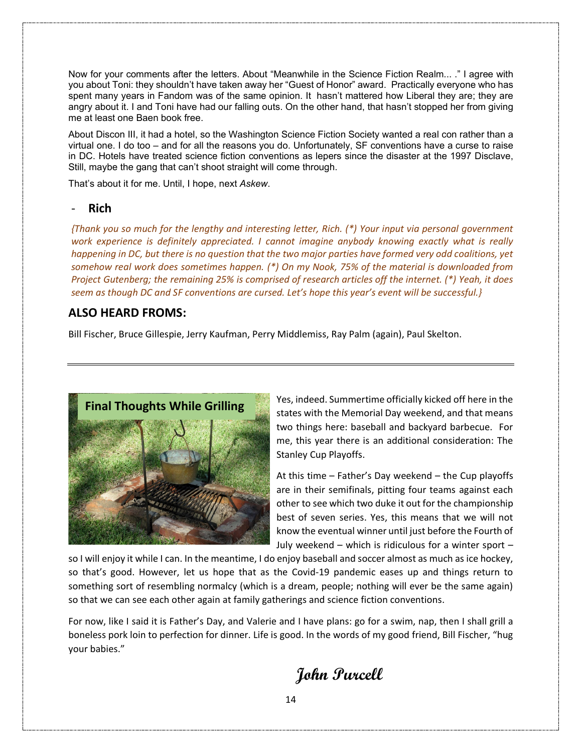Now for your comments after the letters. About "Meanwhile in the Science Fiction Realm... ." I agree with you about Toni: they shouldn't have taken away her "Guest of Honor" award. Practically everyone who has spent many years in Fandom was of the same opinion. It hasn't mattered how Liberal they are; they are angry about it. I and Toni have had our falling outs. On the other hand, that hasn't stopped her from giving me at least one Baen book free.

About Discon III, it had a hotel, so the Washington Science Fiction Society wanted a real con rather than a virtual one. I do too – and for all the reasons you do. Unfortunately, SF conventions have a curse to raise in DC. Hotels have treated science fiction conventions as lepers since the disaster at the 1997 Disclave, Still, maybe the gang that can't shoot straight will come through.

That's about it for me. Until, I hope, next *Askew*.

- **Rich**

*{Thank you so much for the lengthy and interesting letter, Rich. (*) Your input via personal government work experience is definitely appreciated. I cannot imagine anybody knowing exactly what is really happening in DC, but there is no question that the two major parties have formed very odd coalitions, yet somehow real work does sometimes happen. (*) On my Nook, 75% of the material is downloaded from Project Gutenberg; the remaining 25% is comprised of research articles off the internet. (*) Yeah, it does seem as though DC and SF conventions are cursed. Let's hope this year's event will be successful.}*

## ALSO HEARD FROMS:

Bill Fischer, Bruce Gillespie, Jerry Kaufman, Perry Middlemiss, Ray Palm (again), Paul Skelton.

---

## Final Thoughts While Grilling

Yes, indeed. Summertime officially kicked off here in the states with the Memorial Day weekend, and that means two things here: baseball and backyard barbecue. For me, this year there is an additional consideration: The Stanley Cup Playoffs.

At this time – Father's Day weekend – the Cup playoffs are in their semifinals, pitting four teams against each other to see which two duke it out for the championship best of seven series. Yes, this means that we will not know the eventual winner until just before the Fourth of July weekend – which is ridiculous for a winter sport – so I will enjoy it while I can. In the meantime, I do enjoy baseball and soccer almost as much as ice hockey, so that's good. However, let us hope that as the Covid-19 pandemic eases up and things return to something sort of resembling normalcy (which is a dream, people; nothing will ever be the same again) so that we can see each other again at family gatherings and science fiction conventions.

For now, like I said it is Father's Day, and Valerie and I have plans: go for a swim, nap, then I shall grill a boneless pork loin to perfection for dinner. Life is good. In the words of my good friend, Bill Fischer, "hug your babies."

**John Purcell**